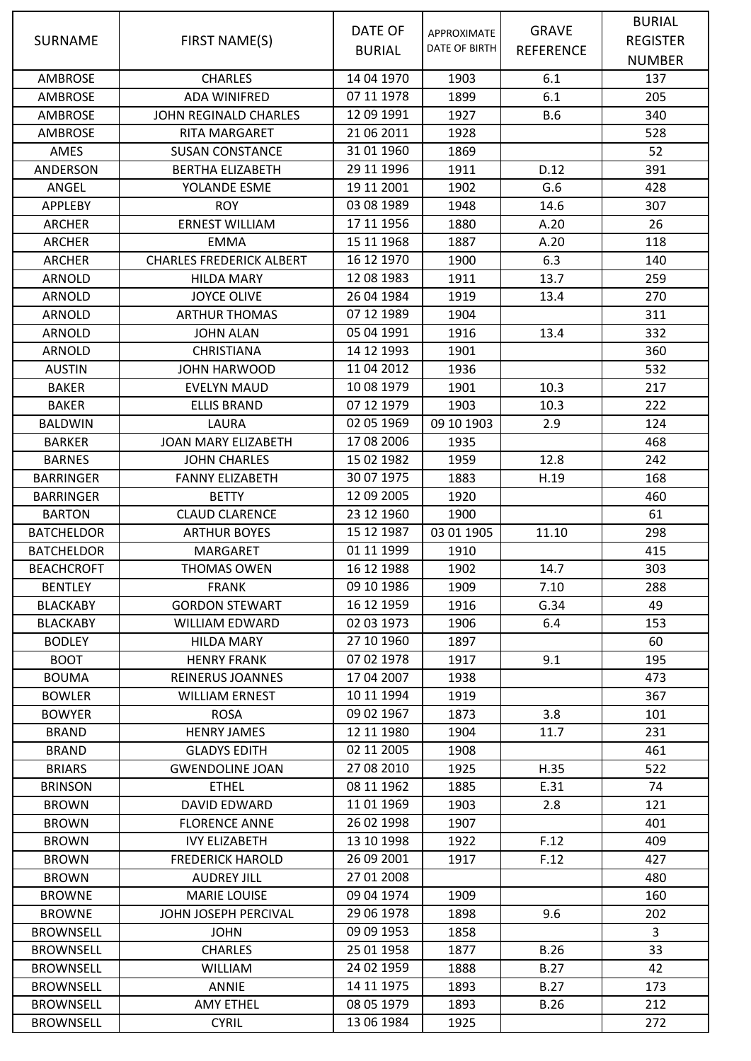| SURNAME | FIRST NAME(S) | DATE OF BURIAL | APPROXIMATE DATE OF BIRTH | GRAVE REFERENCE | BURIAL REGISTER NUMBER |
|---|---|---|---|---|---|
| AMBROSE | CHARLES | 14 04 1970 | 1903 | 6.1 | 137 |
| AMBROSE | ADA WINIFRED | 07 11 1978 | 1899 | 6.1 | 205 |
| AMBROSE | JOHN REGINALD CHARLES | 12 09 1991 | 1927 | B.6 | 340 |
| AMBROSE | RITA MARGARET | 21 06 2011 | 1928 | | 528 |
| AMES | SUSAN CONSTANCE | 31 01 1960 | 1869 | | 52 |
| ANDERSON | BERTHA ELIZABETH | 29 11 1996 | 1911 | D.12 | 391 |
| ANGEL | YOLANDE ESME | 19 11 2001 | 1902 | G.6 | 428 |
| APPLEBY | ROY | 03 08 1989 | 1948 | 14.6 | 307 |
| ARCHER | ERNEST WILLIAM | 17 11 1956 | 1880 | A.20 | 26 |
| ARCHER | EMMA | 15 11 1968 | 1887 | A.20 | 118 |
| ARCHER | CHARLES FREDERICK ALBERT | 16 12 1970 | 1900 | 6.3 | 140 |
| ARNOLD | HILDA MARY | 12 08 1983 | 1911 | 13.7 | 259 |
| ARNOLD | JOYCE OLIVE | 26 04 1984 | 1919 | 13.4 | 270 |
| ARNOLD | ARTHUR THOMAS | 07 12 1989 | 1904 | | 311 |
| ARNOLD | JOHN ALAN | 05 04 1991 | 1916 | 13.4 | 332 |
| ARNOLD | CHRISTIANA | 14 12 1993 | 1901 | | 360 |
| AUSTIN | JOHN HARWOOD | 11 04 2012 | 1936 | | 532 |
| BAKER | EVELYN MAUD | 10 08 1979 | 1901 | 10.3 | 217 |
| BAKER | ELLIS BRAND | 07 12 1979 | 1903 | 10.3 | 222 |
| BALDWIN | LAURA | 02 05 1969 | 09 10 1903 | 2.9 | 124 |
| BARKER | JOAN MARY ELIZABETH | 17 08 2006 | 1935 | | 468 |
| BARNES | JOHN CHARLES | 15 02 1982 | 1959 | 12.8 | 242 |
| BARRINGER | FANNY ELIZABETH | 30 07 1975 | 1883 | H.19 | 168 |
| BARRINGER | BETTY | 12 09 2005 | 1920 | | 460 |
| BARTON | CLAUD CLARENCE | 23 12 1960 | 1900 | | 61 |
| BATCHELDOR | ARTHUR BOYES | 15 12 1987 | 03 01 1905 | 11.10 | 298 |
| BATCHELDOR | MARGARET | 01 11 1999 | 1910 | | 415 |
| BEACHCROFT | THOMAS OWEN | 16 12 1988 | 1902 | 14.7 | 303 |
| BENTLEY | FRANK | 09 10 1986 | 1909 | 7.10 | 288 |
| BLACKABY | GORDON STEWART | 16 12 1959 | 1916 | G.34 | 49 |
| BLACKABY | WILLIAM EDWARD | 02 03 1973 | 1906 | 6.4 | 153 |
| BODLEY | HILDA MARY | 27 10 1960 | 1897 | | 60 |
| BOOT | HENRY FRANK | 07 02 1978 | 1917 | 9.1 | 195 |
| BOUMA | REINERUS JOANNES | 17 04 2007 | 1938 | | 473 |
| BOWLER | WILLIAM ERNEST | 10 11 1994 | 1919 | | 367 |
| BOWYER | ROSA | 09 02 1967 | 1873 | 3.8 | 101 |
| BRAND | HENRY JAMES | 12 11 1980 | 1904 | 11.7 | 231 |
| BRAND | GLADYS EDITH | 02 11 2005 | 1908 | | 461 |
| BRIARS | GWENDOLINE JOAN | 27 08 2010 | 1925 | H.35 | 522 |
| BRINSON | ETHEL | 08 11 1962 | 1885 | E.31 | 74 |
| BROWN | DAVID EDWARD | 11 01 1969 | 1903 | 2.8 | 121 |
| BROWN | FLORENCE ANNE | 26 02 1998 | 1907 | | 401 |
| BROWN | IVY ELIZABETH | 13 10 1998 | 1922 | F.12 | 409 |
| BROWN | FREDERICK HAROLD | 26 09 2001 | 1917 | F.12 | 427 |
| BROWN | AUDREY JILL | 27 01 2008 | | | 480 |
| BROWNE | MARIE LOUISE | 09 04 1974 | 1909 | | 160 |
| BROWNE | JOHN JOSEPH PERCIVAL | 29 06 1978 | 1898 | 9.6 | 202 |
| BROWNSELL | JOHN | 09 09 1953 | 1858 | | 3 |
| BROWNSELL | CHARLES | 25 01 1958 | 1877 | B.26 | 33 |
| BROWNSELL | WILLIAM | 24 02 1959 | 1888 | B.27 | 42 |
| BROWNSELL | ANNIE | 14 11 1975 | 1893 | B.27 | 173 |
| BROWNSELL | AMY ETHEL | 08 05 1979 | 1893 | B.26 | 212 |
| BROWNSELL | CYRIL | 13 06 1984 | 1925 | | 272 |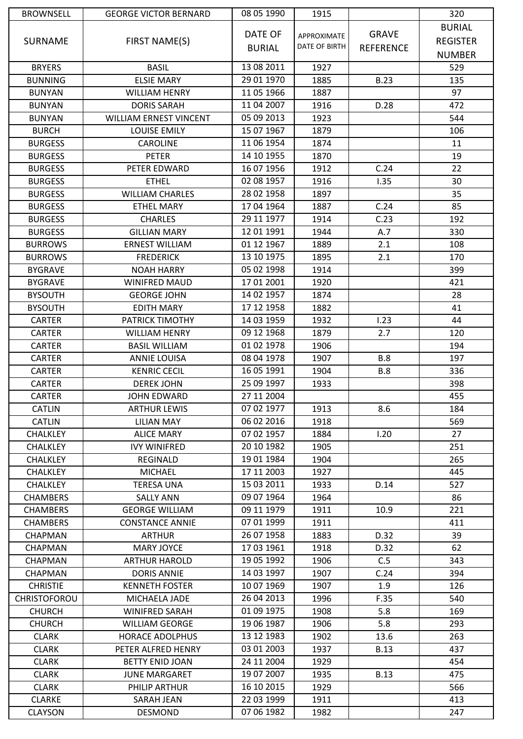| BROWNSELL | GEORGE VICTOR BERNARD | 08 05 1990 | 1915 | | 320 |
|---|---|---|---|---|---|
| SURNAME | FIRST NAME(S) | DATE OF BURIAL | APPROXIMATE DATE OF BIRTH | GRAVE REFERENCE | BURIAL REGISTER NUMBER |
| BRYERS | BASIL | 13 08 2011 | 1927 | | 529 |
| BUNNING | ELSIE MARY | 29 01 1970 | 1885 | B.23 | 135 |
| BUNYAN | WILLIAM HENRY | 11 05 1966 | 1887 | | 97 |
| BUNYAN | DORIS SARAH | 11 04 2007 | 1916 | D.28 | 472 |
| BUNYAN | WILLIAM ERNEST VINCENT | 05 09 2013 | 1923 | | 544 |
| BURCH | LOUISE EMILY | 15 07 1967 | 1879 | | 106 |
| BURGESS | CAROLINE | 11 06 1954 | 1874 | | 11 |
| BURGESS | PETER | 14 10 1955 | 1870 | | 19 |
| BURGESS | PETER EDWARD | 16 07 1956 | 1912 | C.24 | 22 |
| BURGESS | ETHEL | 02 08 1957 | 1916 | I.35 | 30 |
| BURGESS | WILLIAM CHARLES | 28 02 1958 | 1897 | | 35 |
| BURGESS | ETHEL MARY | 17 04 1964 | 1887 | C.24 | 85 |
| BURGESS | CHARLES | 29 11 1977 | 1914 | C.23 | 192 |
| BURGESS | GILLIAN MARY | 12 01 1991 | 1944 | A.7 | 330 |
| BURROWS | ERNEST WILLIAM | 01 12 1967 | 1889 | 2.1 | 108 |
| BURROWS | FREDERICK | 13 10 1975 | 1895 | 2.1 | 170 |
| BYGRAVE | NOAH HARRY | 05 02 1998 | 1914 | | 399 |
| BYGRAVE | WINIFRED MAUD | 17 01 2001 | 1920 | | 421 |
| BYSOUTH | GEORGE JOHN | 14 02 1957 | 1874 | | 28 |
| BYSOUTH | EDITH MARY | 17 12 1958 | 1882 | | 41 |
| CARTER | PATRICK TIMOTHY | 14 03 1959 | 1932 | I.23 | 44 |
| CARTER | WILLIAM HENRY | 09 12 1968 | 1879 | 2.7 | 120 |
| CARTER | BASIL WILLIAM | 01 02 1978 | 1906 | | 194 |
| CARTER | ANNIE LOUISA | 08 04 1978 | 1907 | B.8 | 197 |
| CARTER | KENRIC CECIL | 16 05 1991 | 1904 | B.8 | 336 |
| CARTER | DEREK JOHN | 25 09 1997 | 1933 | | 398 |
| CARTER | JOHN EDWARD | 27 11 2004 | | | 455 |
| CATLIN | ARTHUR LEWIS | 07 02 1977 | 1913 | 8.6 | 184 |
| CATLIN | LILIAN MAY | 06 02 2016 | 1918 | | 569 |
| CHALKLEY | ALICE MARY | 07 02 1957 | 1884 | I.20 | 27 |
| CHALKLEY | IVY WINIFRED | 20 10 1982 | 1905 | | 251 |
| CHALKLEY | REGINALD | 19 01 1984 | 1904 | | 265 |
| CHALKLEY | MICHAEL | 17 11 2003 | 1927 | | 445 |
| CHALKLEY | TERESA UNA | 15 03 2011 | 1933 | D.14 | 527 |
| CHAMBERS | SALLY ANN | 09 07 1964 | 1964 | | 86 |
| CHAMBERS | GEORGE WILLIAM | 09 11 1979 | 1911 | 10.9 | 221 |
| CHAMBERS | CONSTANCE ANNIE | 07 01 1999 | 1911 | | 411 |
| CHAPMAN | ARTHUR | 26 07 1958 | 1883 | D.32 | 39 |
| CHAPMAN | MARY JOYCE | 17 03 1961 | 1918 | D.32 | 62 |
| CHAPMAN | ARTHUR HAROLD | 19 05 1992 | 1906 | C.5 | 343 |
| CHAPMAN | DORIS ANNIE | 14 03 1997 | 1907 | C.24 | 394 |
| CHRISTIE | KENNETH FOSTER | 10 07 1969 | 1907 | 1.9 | 126 |
| CHRISTOFOROU | MICHAELA JADE | 26 04 2013 | 1996 | F.35 | 540 |
| CHURCH | WINIFRED SARAH | 01 09 1975 | 1908 | 5.8 | 169 |
| CHURCH | WILLIAM GEORGE | 19 06 1987 | 1906 | 5.8 | 293 |
| CLARK | HORACE ADOLPHUS | 13 12 1983 | 1902 | 13.6 | 263 |
| CLARK | PETER ALFRED HENRY | 03 01 2003 | 1937 | B.13 | 437 |
| CLARK | BETTY ENID JOAN | 24 11 2004 | 1929 | | 454 |
| CLARK | JUNE MARGARET | 19 07 2007 | 1935 | B.13 | 475 |
| CLARK | PHILIP ARTHUR | 16 10 2015 | 1929 | | 566 |
| CLARKE | SARAH JEAN | 22 03 1999 | 1911 | | 413 |
| CLAYSON | DESMOND | 07 06 1982 | 1982 | | 247 |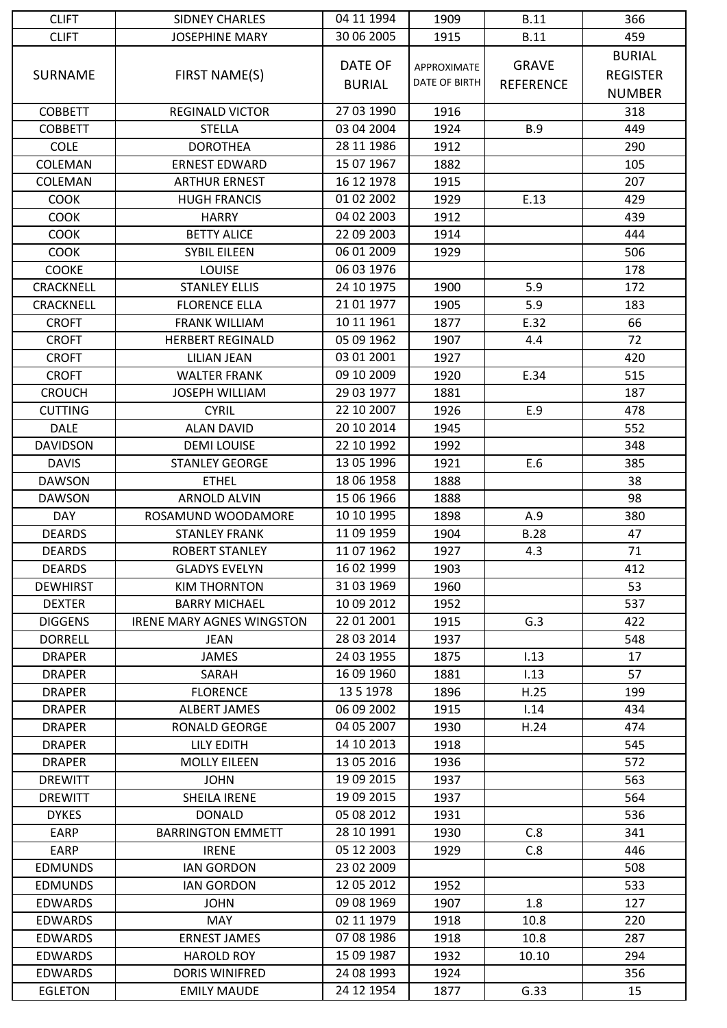| CLIFT | SIDNEY CHARLES | 04 11 1994 | 1909 | B.11 | 366 |
|---|---|---|---|---|---|
| CLIFT | JOSEPHINE MARY | 30 06 2005 | 1915 | B.11 | 459 |
| SURNAME | FIRST NAME(S) | DATE OF BURIAL | APPROXIMATE DATE OF BIRTH | GRAVE REFERENCE | BURIAL REGISTER NUMBER |
| COBBETT | REGINALD VICTOR | 27 03 1990 | 1916 | | 318 |
| COBBETT | STELLA | 03 04 2004 | 1924 | B.9 | 449 |
| COLE | DOROTHEA | 28 11 1986 | 1912 | | 290 |
| COLEMAN | ERNEST EDWARD | 15 07 1967 | 1882 | | 105 |
| COLEMAN | ARTHUR ERNEST | 16 12 1978 | 1915 | | 207 |
| COOK | HUGH FRANCIS | 01 02 2002 | 1929 | E.13 | 429 |
| COOK | HARRY | 04 02 2003 | 1912 | | 439 |
| COOK | BETTY ALICE | 22 09 2003 | 1914 | | 444 |
| COOK | SYBIL EILEEN | 06 01 2009 | 1929 | | 506 |
| COOKE | LOUISE | 06 03 1976 | | | 178 |
| CRACKNELL | STANLEY ELLIS | 24 10 1975 | 1900 | 5.9 | 172 |
| CRACKNELL | FLORENCE ELLA | 21 01 1977 | 1905 | 5.9 | 183 |
| CROFT | FRANK WILLIAM | 10 11 1961 | 1877 | E.32 | 66 |
| CROFT | HERBERT REGINALD | 05 09 1962 | 1907 | 4.4 | 72 |
| CROFT | LILIAN JEAN | 03 01 2001 | 1927 | | 420 |
| CROFT | WALTER FRANK | 09 10 2009 | 1920 | E.34 | 515 |
| CROUCH | JOSEPH WILLIAM | 29 03 1977 | 1881 | | 187 |
| CUTTING | CYRIL | 22 10 2007 | 1926 | E.9 | 478 |
| DALE | ALAN DAVID | 20 10 2014 | 1945 | | 552 |
| DAVIDSON | DEMI LOUISE | 22 10 1992 | 1992 | | 348 |
| DAVIS | STANLEY GEORGE | 13 05 1996 | 1921 | E.6 | 385 |
| DAWSON | ETHEL | 18 06 1958 | 1888 | | 38 |
| DAWSON | ARNOLD ALVIN | 15 06 1966 | 1888 | | 98 |
| DAY | ROSAMUND WOODAMORE | 10 10 1995 | 1898 | A.9 | 380 |
| DEARDS | STANLEY FRANK | 11 09 1959 | 1904 | B.28 | 47 |
| DEARDS | ROBERT STANLEY | 11 07 1962 | 1927 | 4.3 | 71 |
| DEARDS | GLADYS EVELYN | 16 02 1999 | 1903 | | 412 |
| DEWHIRST | KIM THORNTON | 31 03 1969 | 1960 | | 53 |
| DEXTER | BARRY MICHAEL | 10 09 2012 | 1952 | | 537 |
| DIGGENS | IRENE MARY AGNES WINGSTON | 22 01 2001 | 1915 | G.3 | 422 |
| DORRELL | JEAN | 28 03 2014 | 1937 | | 548 |
| DRAPER | JAMES | 24 03 1955 | 1875 | I.13 | 17 |
| DRAPER | SARAH | 16 09 1960 | 1881 | I.13 | 57 |
| DRAPER | FLORENCE | 13 5 1978 | 1896 | H.25 | 199 |
| DRAPER | ALBERT JAMES | 06 09 2002 | 1915 | I.14 | 434 |
| DRAPER | RONALD GEORGE | 04 05 2007 | 1930 | H.24 | 474 |
| DRAPER | LILY EDITH | 14 10 2013 | 1918 | | 545 |
| DRAPER | MOLLY EILEEN | 13 05 2016 | 1936 | | 572 |
| DREWITT | JOHN | 19 09 2015 | 1937 | | 563 |
| DREWITT | SHEILA IRENE | 19 09 2015 | 1937 | | 564 |
| DYKES | DONALD | 05 08 2012 | 1931 | | 536 |
| EARP | BARRINGTON EMMETT | 28 10 1991 | 1930 | C.8 | 341 |
| EARP | IRENE | 05 12 2003 | 1929 | C.8 | 446 |
| EDMUNDS | IAN GORDON | 23 02 2009 | | | 508 |
| EDMUNDS | IAN GORDON | 12 05 2012 | 1952 | | 533 |
| EDWARDS | JOHN | 09 08 1969 | 1907 | 1.8 | 127 |
| EDWARDS | MAY | 02 11 1979 | 1918 | 10.8 | 220 |
| EDWARDS | ERNEST JAMES | 07 08 1986 | 1918 | 10.8 | 287 |
| EDWARDS | HAROLD ROY | 15 09 1987 | 1932 | 10.10 | 294 |
| EDWARDS | DORIS WINIFRED | 24 08 1993 | 1924 | | 356 |
| EGLETON | EMILY MAUDE | 24 12 1954 | 1877 | G.33 | 15 |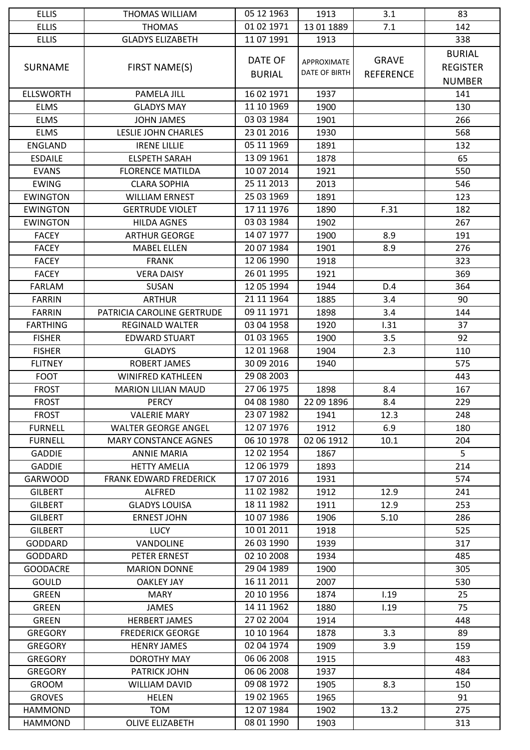| ELLIS | THOMAS WILLIAM | 05 12 1963 | 1913 | 3.1 | 83 |
|---|---|---|---|---|---|
| ELLIS | THOMAS | 01 02 1971 | 13 01 1889 | 7.1 | 142 |
| ELLIS | GLADYS ELIZABETH | 11 07 1991 | 1913 | | 338 |
| SURNAME | FIRST NAME(S) | DATE OF BURIAL | APPROXIMATE DATE OF BIRTH | GRAVE REFERENCE | BURIAL REGISTER NUMBER |
| ELLSWORTH | PAMELA JILL | 16 02 1971 | 1937 | | 141 |
| ELMS | GLADYS MAY | 11 10 1969 | 1900 | | 130 |
| ELMS | JOHN JAMES | 03 03 1984 | 1901 | | 266 |
| ELMS | LESLIE JOHN CHARLES | 23 01 2016 | 1930 | | 568 |
| ENGLAND | IRENE LILLIE | 05 11 1969 | 1891 | | 132 |
| ESDAILE | ELSPETH SARAH | 13 09 1961 | 1878 | | 65 |
| EVANS | FLORENCE MATILDA | 10 07 2014 | 1921 | | 550 |
| EWING | CLARA SOPHIA | 25 11 2013 | 2013 | | 546 |
| EWINGTON | WILLIAM ERNEST | 25 03 1969 | 1891 | | 123 |
| EWINGTON | GERTRUDE VIOLET | 17 11 1976 | 1890 | F.31 | 182 |
| EWINGTON | HILDA AGNES | 03 03 1984 | 1902 | | 267 |
| FACEY | ARTHUR GEORGE | 14 07 1977 | 1900 | 8.9 | 191 |
| FACEY | MABEL ELLEN | 20 07 1984 | 1901 | 8.9 | 276 |
| FACEY | FRANK | 12 06 1990 | 1918 | | 323 |
| FACEY | VERA DAISY | 26 01 1995 | 1921 | | 369 |
| FARLAM | SUSAN | 12 05 1994 | 1944 | D.4 | 364 |
| FARRIN | ARTHUR | 21 11 1964 | 1885 | 3.4 | 90 |
| FARRIN | PATRICIA CAROLINE GERTRUDE | 09 11 1971 | 1898 | 3.4 | 144 |
| FARTHING | REGINALD WALTER | 03 04 1958 | 1920 | I.31 | 37 |
| FISHER | EDWARD STUART | 01 03 1965 | 1900 | 3.5 | 92 |
| FISHER | GLADYS | 12 01 1968 | 1904 | 2.3 | 110 |
| FLITNEY | ROBERT JAMES | 30 09 2016 | 1940 | | 575 |
| FOOT | WINIFRED KATHLEEN | 29 08 2003 | | | 443 |
| FROST | MARION LILIAN MAUD | 27 06 1975 | 1898 | 8.4 | 167 |
| FROST | PERCY | 04 08 1980 | 22 09 1896 | 8.4 | 229 |
| FROST | VALERIE MARY | 23 07 1982 | 1941 | 12.3 | 248 |
| FURNELL | WALTER GEORGE ANGEL | 12 07 1976 | 1912 | 6.9 | 180 |
| FURNELL | MARY CONSTANCE AGNES | 06 10 1978 | 02 06 1912 | 10.1 | 204 |
| GADDIE | ANNIE MARIA | 12 02 1954 | 1867 | | 5 |
| GADDIE | HETTY AMELIA | 12 06 1979 | 1893 | | 214 |
| GARWOOD | FRANK EDWARD FREDERICK | 17 07 2016 | 1931 | | 574 |
| GILBERT | ALFRED | 11 02 1982 | 1912 | 12.9 | 241 |
| GILBERT | GLADYS LOUISA | 18 11 1982 | 1911 | 12.9 | 253 |
| GILBERT | ERNEST JOHN | 10 07 1986 | 1906 | 5.10 | 286 |
| GILBERT | LUCY | 10 01 2011 | 1918 | | 525 |
| GODDARD | VANDOLINE | 26 03 1990 | 1939 | | 317 |
| GODDARD | PETER ERNEST | 02 10 2008 | 1934 | | 485 |
| GOODACRE | MARION DONNE | 29 04 1989 | 1900 | | 305 |
| GOULD | OAKLEY JAY | 16 11 2011 | 2007 | | 530 |
| GREEN | MARY | 20 10 1956 | 1874 | I.19 | 25 |
| GREEN | JAMES | 14 11 1962 | 1880 | I.19 | 75 |
| GREEN | HERBERT JAMES | 27 02 2004 | 1914 | | 448 |
| GREGORY | FREDERICK GEORGE | 10 10 1964 | 1878 | 3.3 | 89 |
| GREGORY | HENRY JAMES | 02 04 1974 | 1909 | 3.9 | 159 |
| GREGORY | DOROTHY MAY | 06 06 2008 | 1915 | | 483 |
| GREGORY | PATRICK JOHN | 06 06 2008 | 1937 | | 484 |
| GROOM | WILLIAM DAVID | 09 08 1972 | 1905 | 8.3 | 150 |
| GROVES | HELEN | 19 02 1965 | 1965 | | 91 |
| HAMMOND | TOM | 12 07 1984 | 1902 | 13.2 | 275 |
| HAMMOND | OLIVE ELIZABETH | 08 01 1990 | 1903 | | 313 |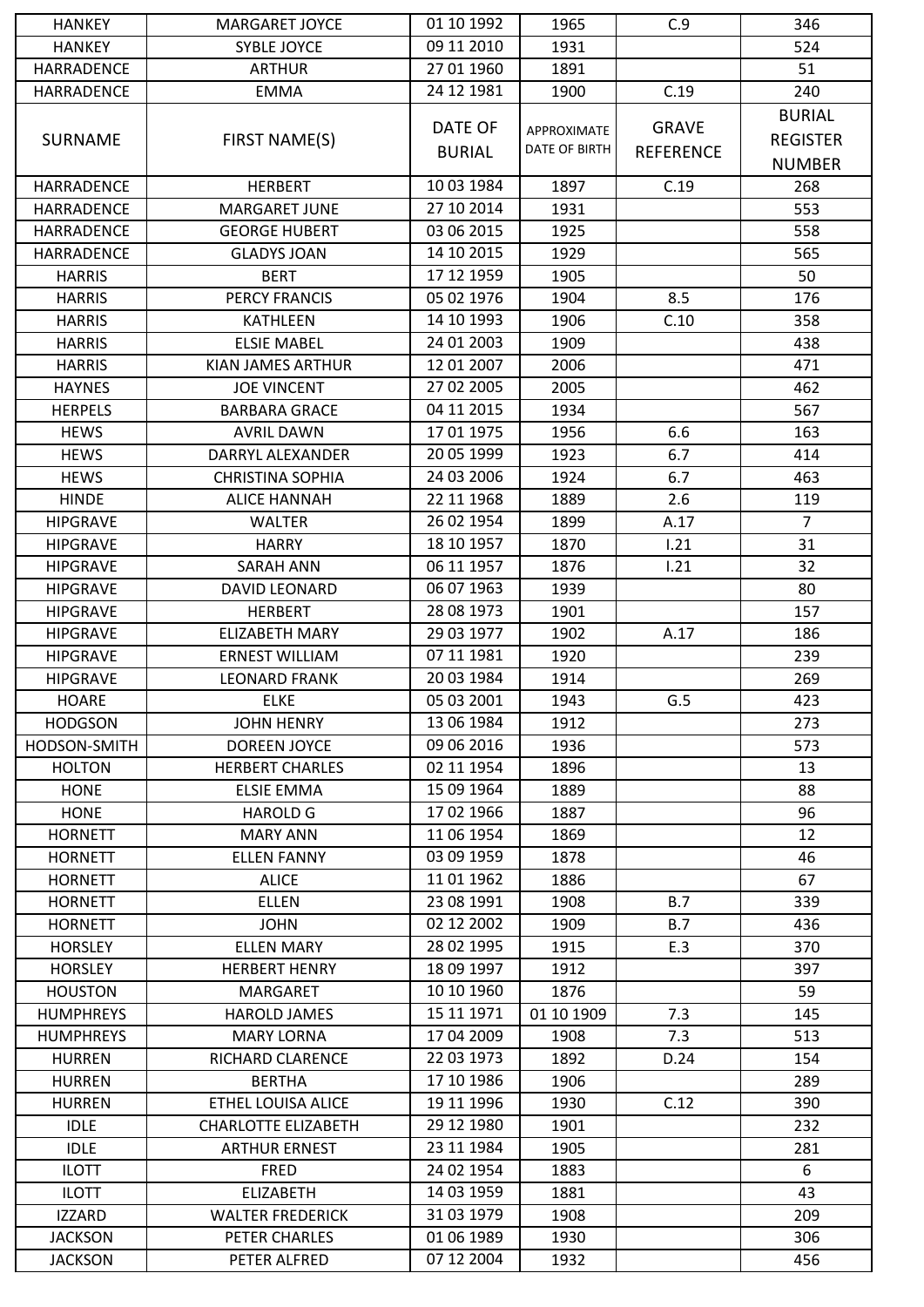| HANKEY | MARGARET JOYCE | 01 10 1992 | 1965 | C.9 | 346 |
|---|---|---|---|---|---|
| HANKEY | SYBLE JOYCE | 09 11 2010 | 1931 | | 524 |
| HARRADENCE | ARTHUR | 27 01 1960 | 1891 | | 51 |
| HARRADENCE | EMMA | 24 12 1981 | 1900 | C.19 | 240 |
| SURNAME | FIRST NAME(S) | DATE OF BURIAL | APPROXIMATE DATE OF BIRTH | GRAVE REFERENCE | BURIAL REGISTER NUMBER |
| HARRADENCE | HERBERT | 10 03 1984 | 1897 | C.19 | 268 |
| HARRADENCE | MARGARET JUNE | 27 10 2014 | 1931 | | 553 |
| HARRADENCE | GEORGE HUBERT | 03 06 2015 | 1925 | | 558 |
| HARRADENCE | GLADYS JOAN | 14 10 2015 | 1929 | | 565 |
| HARRIS | BERT | 17 12 1959 | 1905 | | 50 |
| HARRIS | PERCY FRANCIS | 05 02 1976 | 1904 | 8.5 | 176 |
| HARRIS | KATHLEEN | 14 10 1993 | 1906 | C.10 | 358 |
| HARRIS | ELSIE MABEL | 24 01 2003 | 1909 | | 438 |
| HARRIS | KIAN JAMES ARTHUR | 12 01 2007 | 2006 | | 471 |
| HAYNES | JOE VINCENT | 27 02 2005 | 2005 | | 462 |
| HERPELS | BARBARA GRACE | 04 11 2015 | 1934 | | 567 |
| HEWS | AVRIL DAWN | 17 01 1975 | 1956 | 6.6 | 163 |
| HEWS | DARRYL ALEXANDER | 20 05 1999 | 1923 | 6.7 | 414 |
| HEWS | CHRISTINA SOPHIA | 24 03 2006 | 1924 | 6.7 | 463 |
| HINDE | ALICE HANNAH | 22 11 1968 | 1889 | 2.6 | 119 |
| HIPGRAVE | WALTER | 26 02 1954 | 1899 | A.17 | 7 |
| HIPGRAVE | HARRY | 18 10 1957 | 1870 | I.21 | 31 |
| HIPGRAVE | SARAH ANN | 06 11 1957 | 1876 | I.21 | 32 |
| HIPGRAVE | DAVID LEONARD | 06 07 1963 | 1939 | | 80 |
| HIPGRAVE | HERBERT | 28 08 1973 | 1901 | | 157 |
| HIPGRAVE | ELIZABETH MARY | 29 03 1977 | 1902 | A.17 | 186 |
| HIPGRAVE | ERNEST WILLIAM | 07 11 1981 | 1920 | | 239 |
| HIPGRAVE | LEONARD FRANK | 20 03 1984 | 1914 | | 269 |
| HOARE | ELKE | 05 03 2001 | 1943 | G.5 | 423 |
| HODGSON | JOHN HENRY | 13 06 1984 | 1912 | | 273 |
| HODSON-SMITH | DOREEN JOYCE | 09 06 2016 | 1936 | | 573 |
| HOLTON | HERBERT CHARLES | 02 11 1954 | 1896 | | 13 |
| HONE | ELSIE EMMA | 15 09 1964 | 1889 | | 88 |
| HONE | HAROLD G | 17 02 1966 | 1887 | | 96 |
| HORNETT | MARY ANN | 11 06 1954 | 1869 | | 12 |
| HORNETT | ELLEN FANNY | 03 09 1959 | 1878 | | 46 |
| HORNETT | ALICE | 11 01 1962 | 1886 | | 67 |
| HORNETT | ELLEN | 23 08 1991 | 1908 | B.7 | 339 |
| HORNETT | JOHN | 02 12 2002 | 1909 | B.7 | 436 |
| HORSLEY | ELLEN MARY | 28 02 1995 | 1915 | E.3 | 370 |
| HORSLEY | HERBERT HENRY | 18 09 1997 | 1912 | | 397 |
| HOUSTON | MARGARET | 10 10 1960 | 1876 | | 59 |
| HUMPHREYS | HAROLD JAMES | 15 11 1971 | 01 10 1909 | 7.3 | 145 |
| HUMPHREYS | MARY LORNA | 17 04 2009 | 1908 | 7.3 | 513 |
| HURREN | RICHARD CLARENCE | 22 03 1973 | 1892 | D.24 | 154 |
| HURREN | BERTHA | 17 10 1986 | 1906 | | 289 |
| HURREN | ETHEL LOUISA ALICE | 19 11 1996 | 1930 | C.12 | 390 |
| IDLE | CHARLOTTE ELIZABETH | 29 12 1980 | 1901 | | 232 |
| IDLE | ARTHUR ERNEST | 23 11 1984 | 1905 | | 281 |
| ILOTT | FRED | 24 02 1954 | 1883 | | 6 |
| ILOTT | ELIZABETH | 14 03 1959 | 1881 | | 43 |
| IZZARD | WALTER FREDERICK | 31 03 1979 | 1908 | | 209 |
| JACKSON | PETER CHARLES | 01 06 1989 | 1930 | | 306 |
| JACKSON | PETER ALFRED | 07 12 2004 | 1932 | | 456 |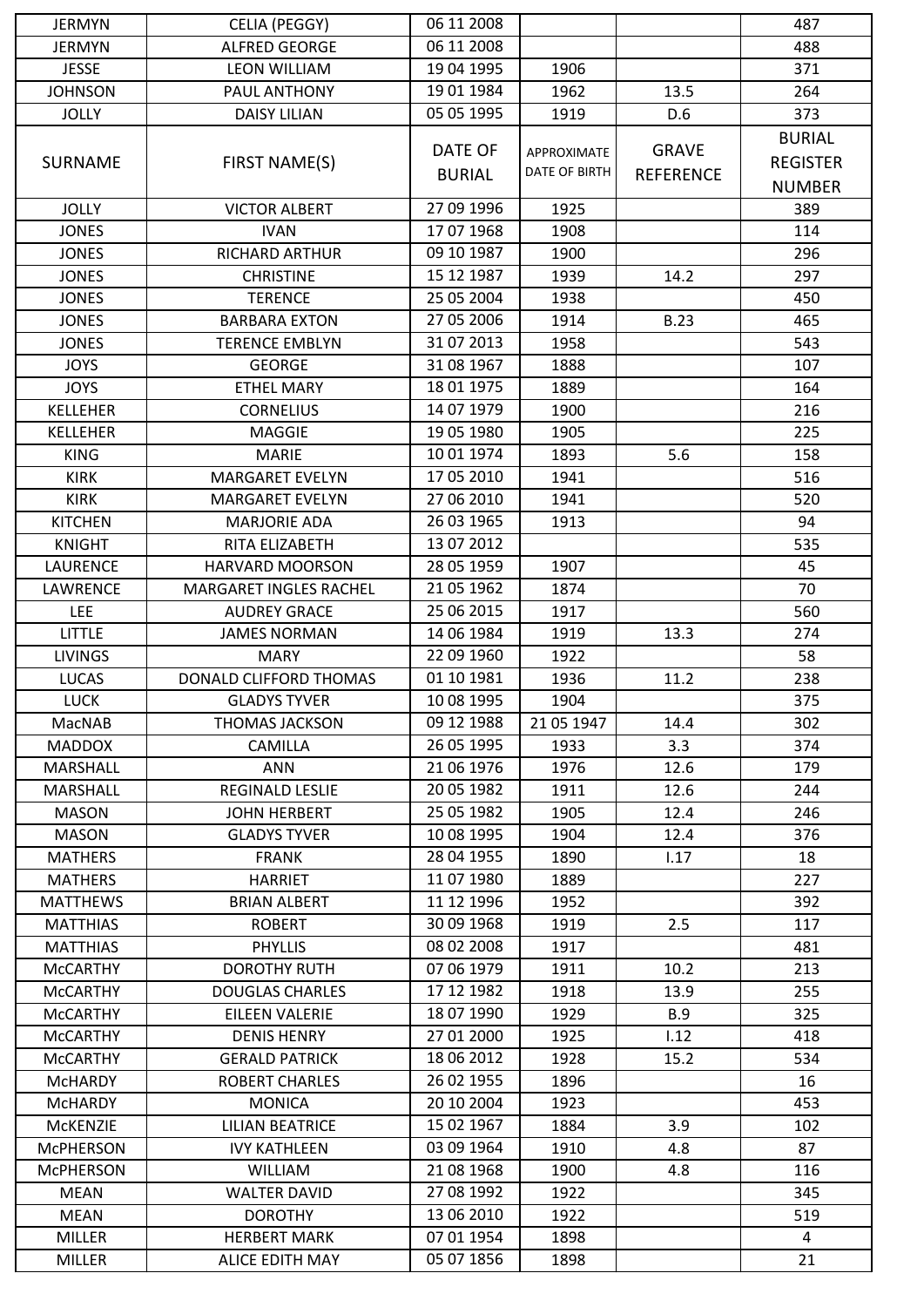| JERMYN | CELIA (PEGGY) | 06 11 2008 | | | 487 |
|---|---|---|---|---|---|
| JERMYN | ALFRED GEORGE | 06 11 2008 | | | 488 |
| JESSE | LEON WILLIAM | 19 04 1995 | 1906 | | 371 |
| JOHNSON | PAUL ANTHONY | 19 01 1984 | 1962 | 13.5 | 264 |
| JOLLY | DAISY LILIAN | 05 05 1995 | 1919 | D.6 | 373 |
| SURNAME | FIRST NAME(S) | DATE OF BURIAL | APPROXIMATE DATE OF BIRTH | GRAVE REFERENCE | BURIAL REGISTER NUMBER |
| JOLLY | VICTOR ALBERT | 27 09 1996 | 1925 | | 389 |
| JONES | IVAN | 17 07 1968 | 1908 | | 114 |
| JONES | RICHARD ARTHUR | 09 10 1987 | 1900 | | 296 |
| JONES | CHRISTINE | 15 12 1987 | 1939 | 14.2 | 297 |
| JONES | TERENCE | 25 05 2004 | 1938 | | 450 |
| JONES | BARBARA EXTON | 27 05 2006 | 1914 | B.23 | 465 |
| JONES | TERENCE EMBLYN | 31 07 2013 | 1958 | | 543 |
| JOYS | GEORGE | 31 08 1967 | 1888 | | 107 |
| JOYS | ETHEL MARY | 18 01 1975 | 1889 | | 164 |
| KELLEHER | CORNELIUS | 14 07 1979 | 1900 | | 216 |
| KELLEHER | MAGGIE | 19 05 1980 | 1905 | | 225 |
| KING | MARIE | 10 01 1974 | 1893 | 5.6 | 158 |
| KIRK | MARGARET EVELYN | 17 05 2010 | 1941 | | 516 |
| KIRK | MARGARET EVELYN | 27 06 2010 | 1941 | | 520 |
| KITCHEN | MARJORIE ADA | 26 03 1965 | 1913 | | 94 |
| KNIGHT | RITA ELIZABETH | 13 07 2012 | | | 535 |
| LAURENCE | HARVARD MOORSON | 28 05 1959 | 1907 | | 45 |
| LAWRENCE | MARGARET INGLES RACHEL | 21 05 1962 | 1874 | | 70 |
| LEE | AUDREY GRACE | 25 06 2015 | 1917 | | 560 |
| LITTLE | JAMES NORMAN | 14 06 1984 | 1919 | 13.3 | 274 |
| LIVINGS | MARY | 22 09 1960 | 1922 | | 58 |
| LUCAS | DONALD CLIFFORD THOMAS | 01 10 1981 | 1936 | 11.2 | 238 |
| LUCK | GLADYS TYVER | 10 08 1995 | 1904 | | 375 |
| MacNAB | THOMAS JACKSON | 09 12 1988 | 21 05 1947 | 14.4 | 302 |
| MADDOX | CAMILLA | 26 05 1995 | 1933 | 3.3 | 374 |
| MARSHALL | ANN | 21 06 1976 | 1976 | 12.6 | 179 |
| MARSHALL | REGINALD LESLIE | 20 05 1982 | 1911 | 12.6 | 244 |
| MASON | JOHN HERBERT | 25 05 1982 | 1905 | 12.4 | 246 |
| MASON | GLADYS TYVER | 10 08 1995 | 1904 | 12.4 | 376 |
| MATHERS | FRANK | 28 04 1955 | 1890 | I.17 | 18 |
| MATHERS | HARRIET | 11 07 1980 | 1889 | | 227 |
| MATTHEWS | BRIAN ALBERT | 11 12 1996 | 1952 | | 392 |
| MATTHIAS | ROBERT | 30 09 1968 | 1919 | 2.5 | 117 |
| MATTHIAS | PHYLLIS | 08 02 2008 | 1917 | | 481 |
| McCARTHY | DOROTHY RUTH | 07 06 1979 | 1911 | 10.2 | 213 |
| McCARTHY | DOUGLAS CHARLES | 17 12 1982 | 1918 | 13.9 | 255 |
| McCARTHY | EILEEN VALERIE | 18 07 1990 | 1929 | B.9 | 325 |
| McCARTHY | DENIS HENRY | 27 01 2000 | 1925 | I.12 | 418 |
| McCARTHY | GERALD PATRICK | 18 06 2012 | 1928 | 15.2 | 534 |
| McHARDY | ROBERT CHARLES | 26 02 1955 | 1896 | | 16 |
| McHARDY | MONICA | 20 10 2004 | 1923 | | 453 |
| McKENZIE | LILIAN BEATRICE | 15 02 1967 | 1884 | 3.9 | 102 |
| McPHERSON | IVY KATHLEEN | 03 09 1964 | 1910 | 4.8 | 87 |
| McPHERSON | WILLIAM | 21 08 1968 | 1900 | 4.8 | 116 |
| MEAN | WALTER DAVID | 27 08 1992 | 1922 | | 345 |
| MEAN | DOROTHY | 13 06 2010 | 1922 | | 519 |
| MILLER | HERBERT MARK | 07 01 1954 | 1898 | | 4 |
| MILLER | ALICE EDITH MAY | 05 07 1856 | 1898 | | 21 |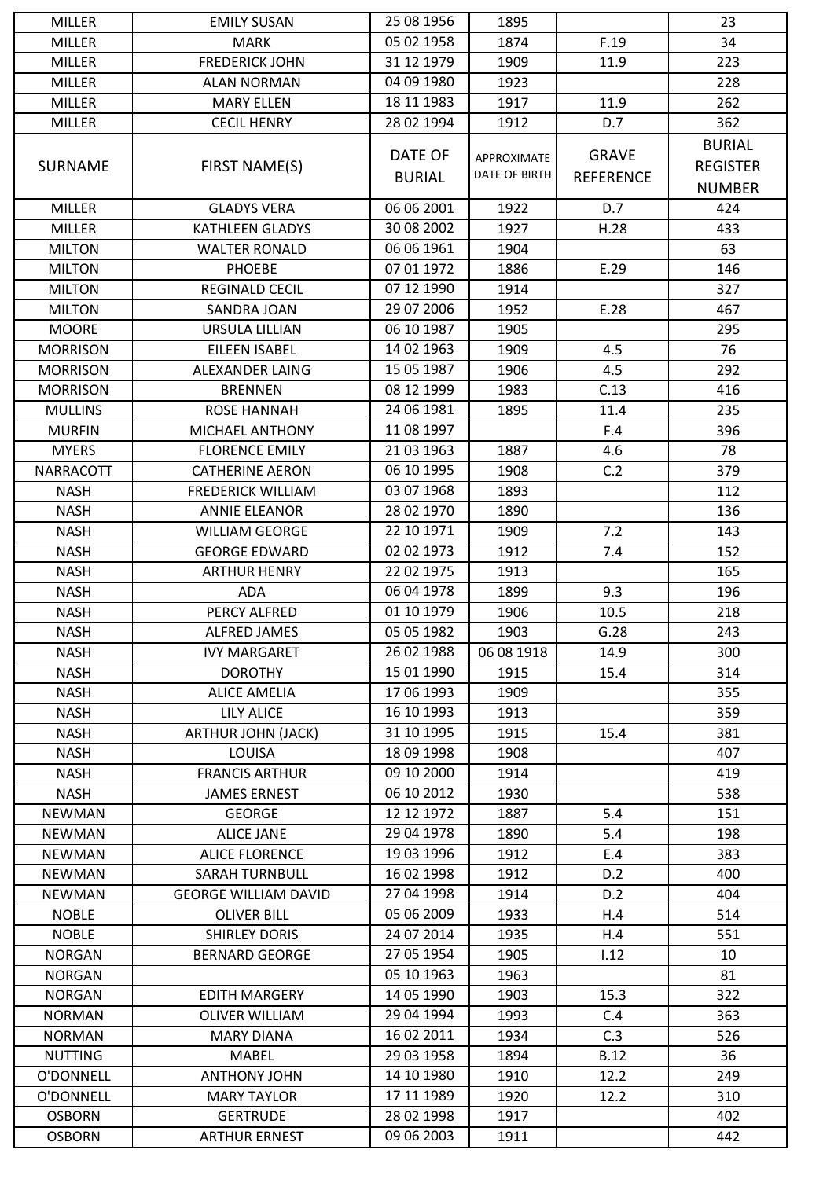| MILLER | EMILY SUSAN | 25 08 1956 | 1895 | | 23 |
|---|---|---|---|---|---|
| MILLER | MARK | 05 02 1958 | 1874 | F.19 | 34 |
| MILLER | FREDERICK JOHN | 31 12 1979 | 1909 | 11.9 | 223 |
| MILLER | ALAN NORMAN | 04 09 1980 | 1923 | | 228 |
| MILLER | MARY ELLEN | 18 11 1983 | 1917 | 11.9 | 262 |
| MILLER | CECIL HENRY | 28 02 1994 | 1912 | D.7 | 362 |
| SURNAME | FIRST NAME(S) | DATE OF BURIAL | APPROXIMATE DATE OF BIRTH | GRAVE REFERENCE | BURIAL REGISTER NUMBER |
| MILLER | GLADYS VERA | 06 06 2001 | 1922 | D.7 | 424 |
| MILLER | KATHLEEN GLADYS | 30 08 2002 | 1927 | H.28 | 433 |
| MILTON | WALTER RONALD | 06 06 1961 | 1904 | | 63 |
| MILTON | PHOEBE | 07 01 1972 | 1886 | E.29 | 146 |
| MILTON | REGINALD CECIL | 07 12 1990 | 1914 | | 327 |
| MILTON | SANDRA JOAN | 29 07 2006 | 1952 | E.28 | 467 |
| MOORE | URSULA LILLIAN | 06 10 1987 | 1905 | | 295 |
| MORRISON | EILEEN ISABEL | 14 02 1963 | 1909 | 4.5 | 76 |
| MORRISON | ALEXANDER LAING | 15 05 1987 | 1906 | 4.5 | 292 |
| MORRISON | BRENNEN | 08 12 1999 | 1983 | C.13 | 416 |
| MULLINS | ROSE HANNAH | 24 06 1981 | 1895 | 11.4 | 235 |
| MURFIN | MICHAEL ANTHONY | 11 08 1997 | | F.4 | 396 |
| MYERS | FLORENCE EMILY | 21 03 1963 | 1887 | 4.6 | 78 |
| NARRACOTT | CATHERINE AERON | 06 10 1995 | 1908 | C.2 | 379 |
| NASH | FREDERICK WILLIAM | 03 07 1968 | 1893 | | 112 |
| NASH | ANNIE ELEANOR | 28 02 1970 | 1890 | | 136 |
| NASH | WILLIAM GEORGE | 22 10 1971 | 1909 | 7.2 | 143 |
| NASH | GEORGE EDWARD | 02 02 1973 | 1912 | 7.4 | 152 |
| NASH | ARTHUR HENRY | 22 02 1975 | 1913 | | 165 |
| NASH | ADA | 06 04 1978 | 1899 | 9.3 | 196 |
| NASH | PERCY ALFRED | 01 10 1979 | 1906 | 10.5 | 218 |
| NASH | ALFRED JAMES | 05 05 1982 | 1903 | G.28 | 243 |
| NASH | IVY MARGARET | 26 02 1988 | 06 08 1918 | 14.9 | 300 |
| NASH | DOROTHY | 15 01 1990 | 1915 | 15.4 | 314 |
| NASH | ALICE AMELIA | 17 06 1993 | 1909 | | 355 |
| NASH | LILY ALICE | 16 10 1993 | 1913 | | 359 |
| NASH | ARTHUR JOHN (JACK) | 31 10 1995 | 1915 | 15.4 | 381 |
| NASH | LOUISA | 18 09 1998 | 1908 | | 407 |
| NASH | FRANCIS ARTHUR | 09 10 2000 | 1914 | | 419 |
| NASH | JAMES ERNEST | 06 10 2012 | 1930 | | 538 |
| NEWMAN | GEORGE | 12 12 1972 | 1887 | 5.4 | 151 |
| NEWMAN | ALICE JANE | 29 04 1978 | 1890 | 5.4 | 198 |
| NEWMAN | ALICE FLORENCE | 19 03 1996 | 1912 | E.4 | 383 |
| NEWMAN | SARAH TURNBULL | 16 02 1998 | 1912 | D.2 | 400 |
| NEWMAN | GEORGE WILLIAM DAVID | 27 04 1998 | 1914 | D.2 | 404 |
| NOBLE | OLIVER BILL | 05 06 2009 | 1933 | H.4 | 514 |
| NOBLE | SHIRLEY DORIS | 24 07 2014 | 1935 | H.4 | 551 |
| NORGAN | BERNARD GEORGE | 27 05 1954 | 1905 | I.12 | 10 |
| NORGAN | | 05 10 1963 | 1963 | | 81 |
| NORGAN | EDITH MARGERY | 14 05 1990 | 1903 | 15.3 | 322 |
| NORMAN | OLIVER WILLIAM | 29 04 1994 | 1993 | C.4 | 363 |
| NORMAN | MARY DIANA | 16 02 2011 | 1934 | C.3 | 526 |
| NUTTING | MABEL | 29 03 1958 | 1894 | B.12 | 36 |
| O'DONNELL | ANTHONY JOHN | 14 10 1980 | 1910 | 12.2 | 249 |
| O'DONNELL | MARY TAYLOR | 17 11 1989 | 1920 | 12.2 | 310 |
| OSBORN | GERTRUDE | 28 02 1998 | 1917 | | 402 |
| OSBORN | ARTHUR ERNEST | 09 06 2003 | 1911 | | 442 |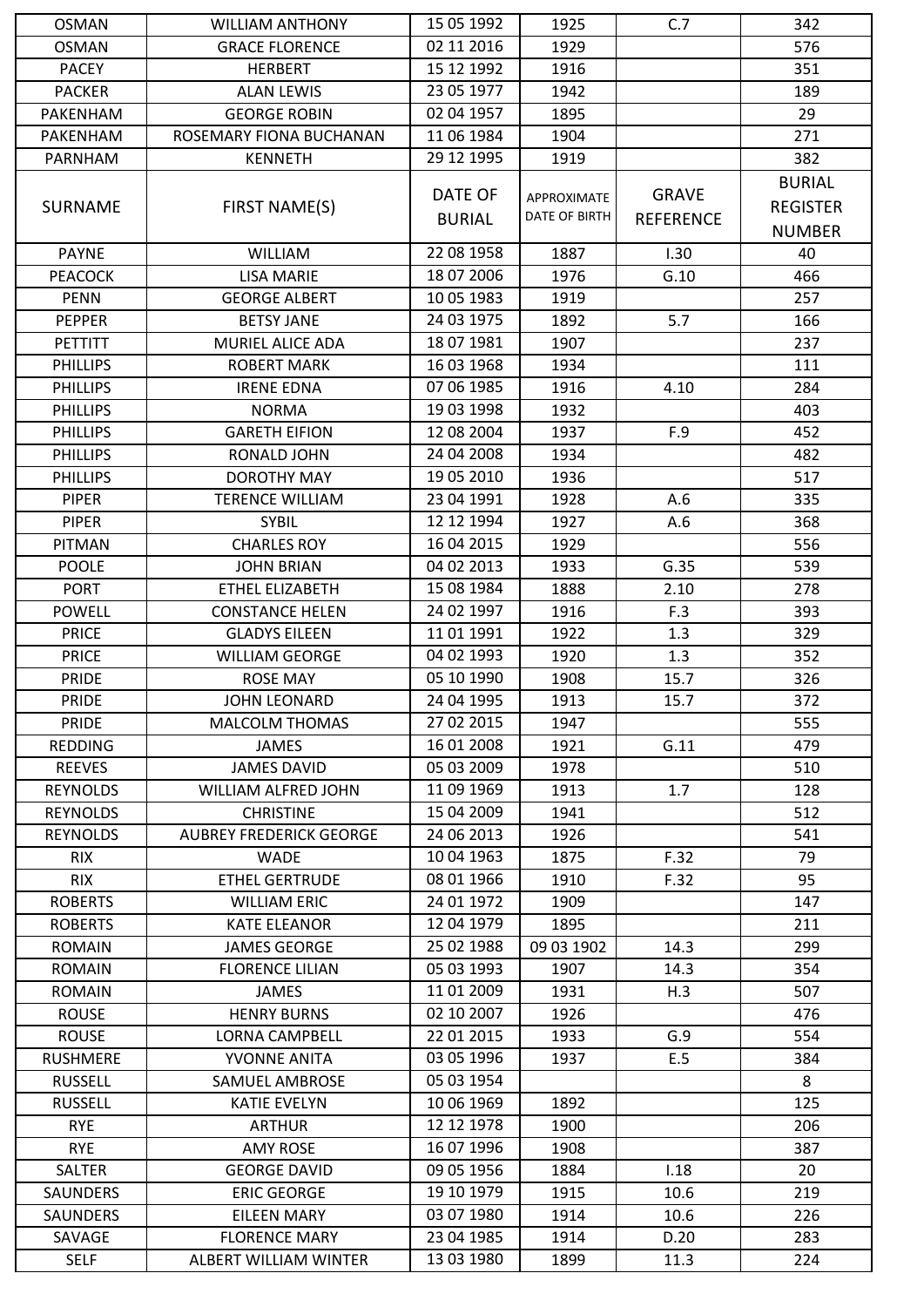| OSMAN | WILLIAM ANTHONY | 15 05 1992 | 1925 | C.7 | 342 |
|---|---|---|---|---|---|
| OSMAN | GRACE FLORENCE | 02 11 2016 | 1929 | | 576 |
| PACEY | HERBERT | 15 12 1992 | 1916 | | 351 |
| PACKER | ALAN LEWIS | 23 05 1977 | 1942 | | 189 |
| PAKENHAM | GEORGE ROBIN | 02 04 1957 | 1895 | | 29 |
| PAKENHAM | ROSEMARY FIONA BUCHANAN | 11 06 1984 | 1904 | | 271 |
| PARNHAM | KENNETH | 29 12 1995 | 1919 | | 382 |
| SURNAME | FIRST NAME(S) | DATE OF BURIAL | APPROXIMATE DATE OF BIRTH | GRAVE REFERENCE | BURIAL REGISTER NUMBER |
| PAYNE | WILLIAM | 22 08 1958 | 1887 | I.30 | 40 |
| PEACOCK | LISA MARIE | 18 07 2006 | 1976 | G.10 | 466 |
| PENN | GEORGE ALBERT | 10 05 1983 | 1919 | | 257 |
| PEPPER | BETSY JANE | 24 03 1975 | 1892 | 5.7 | 166 |
| PETTITT | MURIEL ALICE ADA | 18 07 1981 | 1907 | | 237 |
| PHILLIPS | ROBERT MARK | 16 03 1968 | 1934 | | 111 |
| PHILLIPS | IRENE EDNA | 07 06 1985 | 1916 | 4.10 | 284 |
| PHILLIPS | NORMA | 19 03 1998 | 1932 | | 403 |
| PHILLIPS | GARETH EIFION | 12 08 2004 | 1937 | F.9 | 452 |
| PHILLIPS | RONALD JOHN | 24 04 2008 | 1934 | | 482 |
| PHILLIPS | DOROTHY MAY | 19 05 2010 | 1936 | | 517 |
| PIPER | TERENCE WILLIAM | 23 04 1991 | 1928 | A.6 | 335 |
| PIPER | SYBIL | 12 12 1994 | 1927 | A.6 | 368 |
| PITMAN | CHARLES ROY | 16 04 2015 | 1929 | | 556 |
| POOLE | JOHN BRIAN | 04 02 2013 | 1933 | G.35 | 539 |
| PORT | ETHEL ELIZABETH | 15 08 1984 | 1888 | 2.10 | 278 |
| POWELL | CONSTANCE HELEN | 24 02 1997 | 1916 | F.3 | 393 |
| PRICE | GLADYS EILEEN | 11 01 1991 | 1922 | 1.3 | 329 |
| PRICE | WILLIAM GEORGE | 04 02 1993 | 1920 | 1.3 | 352 |
| PRIDE | ROSE MAY | 05 10 1990 | 1908 | 15.7 | 326 |
| PRIDE | JOHN LEONARD | 24 04 1995 | 1913 | 15.7 | 372 |
| PRIDE | MALCOLM THOMAS | 27 02 2015 | 1947 | | 555 |
| REDDING | JAMES | 16 01 2008 | 1921 | G.11 | 479 |
| REEVES | JAMES DAVID | 05 03 2009 | 1978 | | 510 |
| REYNOLDS | WILLIAM ALFRED JOHN | 11 09 1969 | 1913 | 1.7 | 128 |
| REYNOLDS | CHRISTINE | 15 04 2009 | 1941 | | 512 |
| REYNOLDS | AUBREY FREDERICK GEORGE | 24 06 2013 | 1926 | | 541 |
| RIX | WADE | 10 04 1963 | 1875 | F.32 | 79 |
| RIX | ETHEL GERTRUDE | 08 01 1966 | 1910 | F.32 | 95 |
| ROBERTS | WILLIAM ERIC | 24 01 1972 | 1909 | | 147 |
| ROBERTS | KATE ELEANOR | 12 04 1979 | 1895 | | 211 |
| ROMAIN | JAMES GEORGE | 25 02 1988 | 09 03 1902 | 14.3 | 299 |
| ROMAIN | FLORENCE LILIAN | 05 03 1993 | 1907 | 14.3 | 354 |
| ROMAIN | JAMES | 11 01 2009 | 1931 | H.3 | 507 |
| ROUSE | HENRY BURNS | 02 10 2007 | 1926 | | 476 |
| ROUSE | LORNA CAMPBELL | 22 01 2015 | 1933 | G.9 | 554 |
| RUSHMERE | YVONNE ANITA | 03 05 1996 | 1937 | E.5 | 384 |
| RUSSELL | SAMUEL AMBROSE | 05 03 1954 | | | 8 |
| RUSSELL | KATIE EVELYN | 10 06 1969 | 1892 | | 125 |
| RYE | ARTHUR | 12 12 1978 | 1900 | | 206 |
| RYE | AMY ROSE | 16 07 1996 | 1908 | | 387 |
| SALTER | GEORGE DAVID | 09 05 1956 | 1884 | I.18 | 20 |
| SAUNDERS | ERIC GEORGE | 19 10 1979 | 1915 | 10.6 | 219 |
| SAUNDERS | EILEEN MARY | 03 07 1980 | 1914 | 10.6 | 226 |
| SAVAGE | FLORENCE MARY | 23 04 1985 | 1914 | D.20 | 283 |
| SELF | ALBERT WILLIAM WINTER | 13 03 1980 | 1899 | 11.3 | 224 |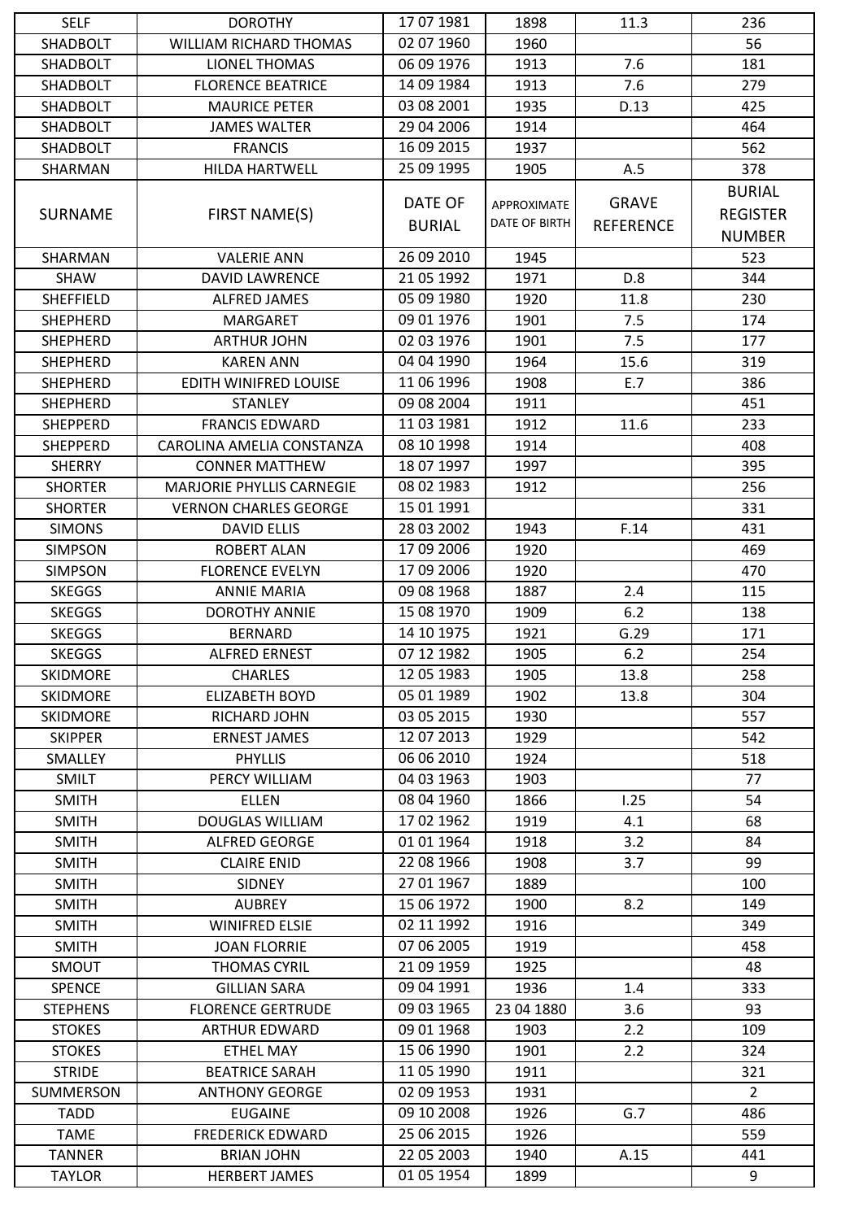| SELF | DOROTHY | 17 07 1981 | 1898 | 11.3 | 236 |
|---|---|---|---|---|---|
| SHADBOLT | WILLIAM RICHARD THOMAS | 02 07 1960 | 1960 | | 56 |
| SHADBOLT | LIONEL THOMAS | 06 09 1976 | 1913 | 7.6 | 181 |
| SHADBOLT | FLORENCE BEATRICE | 14 09 1984 | 1913 | 7.6 | 279 |
| SHADBOLT | MAURICE PETER | 03 08 2001 | 1935 | D.13 | 425 |
| SHADBOLT | JAMES WALTER | 29 04 2006 | 1914 | | 464 |
| SHADBOLT | FRANCIS | 16 09 2015 | 1937 | | 562 |
| SHARMAN | HILDA HARTWELL | 25 09 1995 | 1905 | A.5 | 378 |
| SURNAME | FIRST NAME(S) | DATE OF BURIAL | APPROXIMATE DATE OF BIRTH | GRAVE REFERENCE | BURIAL REGISTER NUMBER |
| SHARMAN | VALERIE ANN | 26 09 2010 | 1945 | | 523 |
| SHAW | DAVID LAWRENCE | 21 05 1992 | 1971 | D.8 | 344 |
| SHEFFIELD | ALFRED JAMES | 05 09 1980 | 1920 | 11.8 | 230 |
| SHEPHERD | MARGARET | 09 01 1976 | 1901 | 7.5 | 174 |
| SHEPHERD | ARTHUR JOHN | 02 03 1976 | 1901 | 7.5 | 177 |
| SHEPHERD | KAREN ANN | 04 04 1990 | 1964 | 15.6 | 319 |
| SHEPHERD | EDITH WINIFRED LOUISE | 11 06 1996 | 1908 | E.7 | 386 |
| SHEPHERD | STANLEY | 09 08 2004 | 1911 | | 451 |
| SHEPPERD | FRANCIS EDWARD | 11 03 1981 | 1912 | 11.6 | 233 |
| SHEPPERD | CAROLINA AMELIA CONSTANZA | 08 10 1998 | 1914 | | 408 |
| SHERRY | CONNER MATTHEW | 18 07 1997 | 1997 | | 395 |
| SHORTER | MARJORIE PHYLLIS CARNEGIE | 08 02 1983 | 1912 | | 256 |
| SHORTER | VERNON CHARLES GEORGE | 15 01 1991 | | | 331 |
| SIMONS | DAVID ELLIS | 28 03 2002 | 1943 | F.14 | 431 |
| SIMPSON | ROBERT ALAN | 17 09 2006 | 1920 | | 469 |
| SIMPSON | FLORENCE EVELYN | 17 09 2006 | 1920 | | 470 |
| SKEGGS | ANNIE MARIA | 09 08 1968 | 1887 | 2.4 | 115 |
| SKEGGS | DOROTHY ANNIE | 15 08 1970 | 1909 | 6.2 | 138 |
| SKEGGS | BERNARD | 14 10 1975 | 1921 | G.29 | 171 |
| SKEGGS | ALFRED ERNEST | 07 12 1982 | 1905 | 6.2 | 254 |
| SKIDMORE | CHARLES | 12 05 1983 | 1905 | 13.8 | 258 |
| SKIDMORE | ELIZABETH BOYD | 05 01 1989 | 1902 | 13.8 | 304 |
| SKIDMORE | RICHARD JOHN | 03 05 2015 | 1930 | | 557 |
| SKIPPER | ERNEST JAMES | 12 07 2013 | 1929 | | 542 |
| SMALLEY | PHYLLIS | 06 06 2010 | 1924 | | 518 |
| SMILT | PERCY WILLIAM | 04 03 1963 | 1903 | | 77 |
| SMITH | ELLEN | 08 04 1960 | 1866 | I.25 | 54 |
| SMITH | DOUGLAS WILLIAM | 17 02 1962 | 1919 | 4.1 | 68 |
| SMITH | ALFRED GEORGE | 01 01 1964 | 1918 | 3.2 | 84 |
| SMITH | CLAIRE ENID | 22 08 1966 | 1908 | 3.7 | 99 |
| SMITH | SIDNEY | 27 01 1967 | 1889 | | 100 |
| SMITH | AUBREY | 15 06 1972 | 1900 | 8.2 | 149 |
| SMITH | WINIFRED ELSIE | 02 11 1992 | 1916 | | 349 |
| SMITH | JOAN FLORRIE | 07 06 2005 | 1919 | | 458 |
| SMOUT | THOMAS CYRIL | 21 09 1959 | 1925 | | 48 |
| SPENCE | GILLIAN SARA | 09 04 1991 | 1936 | 1.4 | 333 |
| STEPHENS | FLORENCE GERTRUDE | 09 03 1965 | 23 04 1880 | 3.6 | 93 |
| STOKES | ARTHUR EDWARD | 09 01 1968 | 1903 | 2.2 | 109 |
| STOKES | ETHEL MAY | 15 06 1990 | 1901 | 2.2 | 324 |
| STRIDE | BEATRICE SARAH | 11 05 1990 | 1911 | | 321 |
| SUMMERSON | ANTHONY GEORGE | 02 09 1953 | 1931 | | 2 |
| TADD | EUGAINE | 09 10 2008 | 1926 | G.7 | 486 |
| TAME | FREDERICK EDWARD | 25 06 2015 | 1926 | | 559 |
| TANNER | BRIAN JOHN | 22 05 2003 | 1940 | A.15 | 441 |
| TAYLOR | HERBERT JAMES | 01 05 1954 | 1899 | | 9 |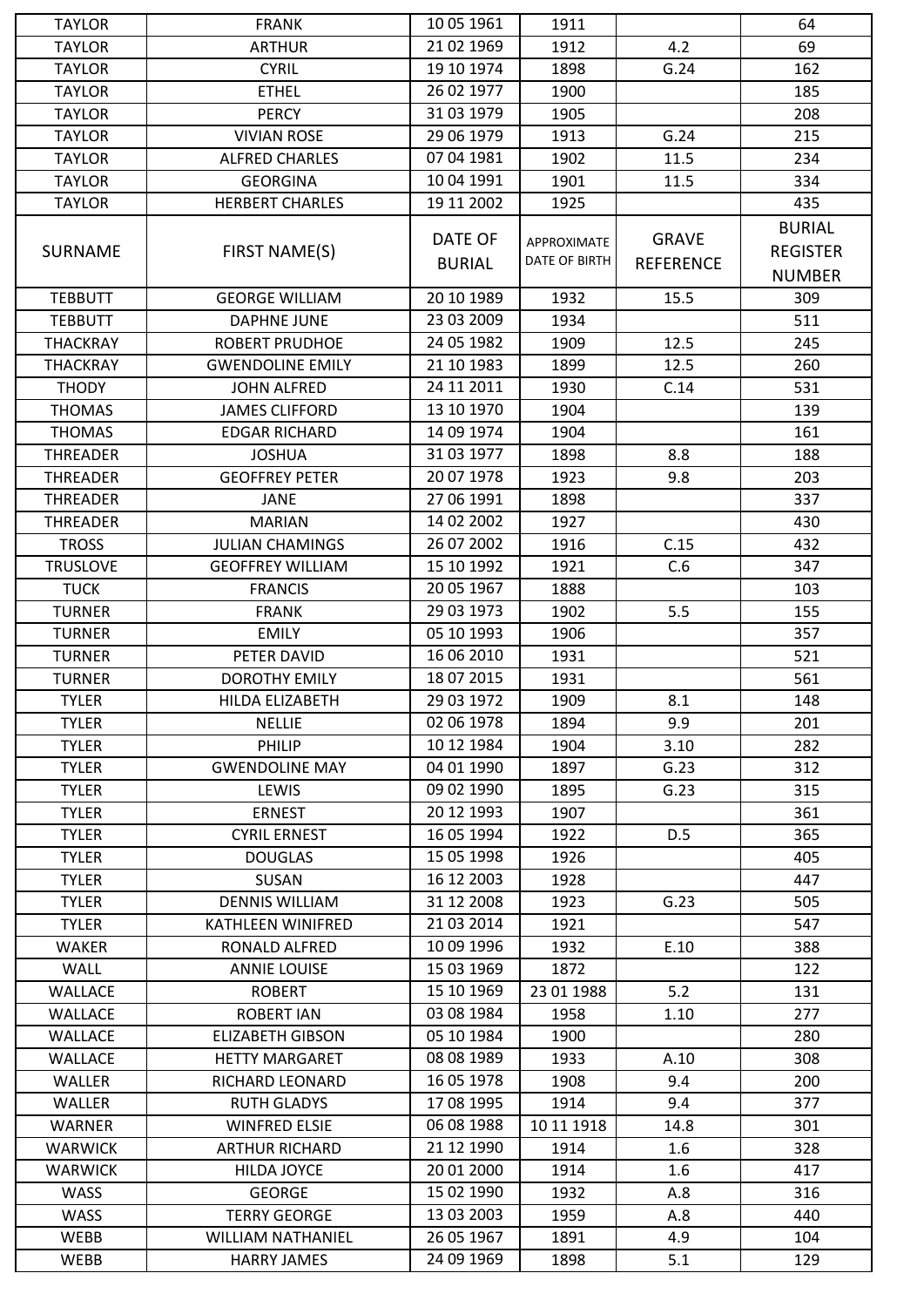| TAYLOR | FRANK | 10 05 1961 | 1911 | | 64 |
|---|---|---|---|---|---|
| TAYLOR | ARTHUR | 21 02 1969 | 1912 | 4.2 | 69 |
| TAYLOR | CYRIL | 19 10 1974 | 1898 | G.24 | 162 |
| TAYLOR | ETHEL | 26 02 1977 | 1900 | | 185 |
| TAYLOR | PERCY | 31 03 1979 | 1905 | | 208 |
| TAYLOR | VIVIAN ROSE | 29 06 1979 | 1913 | G.24 | 215 |
| TAYLOR | ALFRED CHARLES | 07 04 1981 | 1902 | 11.5 | 234 |
| TAYLOR | GEORGINA | 10 04 1991 | 1901 | 11.5 | 334 |
| TAYLOR | HERBERT CHARLES | 19 11 2002 | 1925 | | 435 |
| SURNAME | FIRST NAME(S) | DATE OF BURIAL | APPROXIMATE DATE OF BIRTH | GRAVE REFERENCE | BURIAL REGISTER NUMBER |
| TEBBUTT | GEORGE WILLIAM | 20 10 1989 | 1932 | 15.5 | 309 |
| TEBBUTT | DAPHNE JUNE | 23 03 2009 | 1934 | | 511 |
| THACKRAY | ROBERT PRUDHOE | 24 05 1982 | 1909 | 12.5 | 245 |
| THACKRAY | GWENDOLINE EMILY | 21 10 1983 | 1899 | 12.5 | 260 |
| THODY | JOHN ALFRED | 24 11 2011 | 1930 | C.14 | 531 |
| THOMAS | JAMES CLIFFORD | 13 10 1970 | 1904 | | 139 |
| THOMAS | EDGAR RICHARD | 14 09 1974 | 1904 | | 161 |
| THREADER | JOSHUA | 31 03 1977 | 1898 | 8.8 | 188 |
| THREADER | GEOFFREY PETER | 20 07 1978 | 1923 | 9.8 | 203 |
| THREADER | JANE | 27 06 1991 | 1898 | | 337 |
| THREADER | MARIAN | 14 02 2002 | 1927 | | 430 |
| TROSS | JULIAN CHAMINGS | 26 07 2002 | 1916 | C.15 | 432 |
| TRUSLOVE | GEOFFREY WILLIAM | 15 10 1992 | 1921 | C.6 | 347 |
| TUCK | FRANCIS | 20 05 1967 | 1888 | | 103 |
| TURNER | FRANK | 29 03 1973 | 1902 | 5.5 | 155 |
| TURNER | EMILY | 05 10 1993 | 1906 | | 357 |
| TURNER | PETER DAVID | 16 06 2010 | 1931 | | 521 |
| TURNER | DOROTHY EMILY | 18 07 2015 | 1931 | | 561 |
| TYLER | HILDA ELIZABETH | 29 03 1972 | 1909 | 8.1 | 148 |
| TYLER | NELLIE | 02 06 1978 | 1894 | 9.9 | 201 |
| TYLER | PHILIP | 10 12 1984 | 1904 | 3.10 | 282 |
| TYLER | GWENDOLINE MAY | 04 01 1990 | 1897 | G.23 | 312 |
| TYLER | LEWIS | 09 02 1990 | 1895 | G.23 | 315 |
| TYLER | ERNEST | 20 12 1993 | 1907 | | 361 |
| TYLER | CYRIL ERNEST | 16 05 1994 | 1922 | D.5 | 365 |
| TYLER | DOUGLAS | 15 05 1998 | 1926 | | 405 |
| TYLER | SUSAN | 16 12 2003 | 1928 | | 447 |
| TYLER | DENNIS WILLIAM | 31 12 2008 | 1923 | G.23 | 505 |
| TYLER | KATHLEEN WINIFRED | 21 03 2014 | 1921 | | 547 |
| WAKER | RONALD ALFRED | 10 09 1996 | 1932 | E.10 | 388 |
| WALL | ANNIE LOUISE | 15 03 1969 | 1872 | | 122 |
| WALLACE | ROBERT | 15 10 1969 | 23 01 1988 | 5.2 | 131 |
| WALLACE | ROBERT IAN | 03 08 1984 | 1958 | 1.10 | 277 |
| WALLACE | ELIZABETH GIBSON | 05 10 1984 | 1900 | | 280 |
| WALLACE | HETTY MARGARET | 08 08 1989 | 1933 | A.10 | 308 |
| WALLER | RICHARD LEONARD | 16 05 1978 | 1908 | 9.4 | 200 |
| WALLER | RUTH GLADYS | 17 08 1995 | 1914 | 9.4 | 377 |
| WARNER | WINFRED ELSIE | 06 08 1988 | 10 11 1918 | 14.8 | 301 |
| WARWICK | ARTHUR RICHARD | 21 12 1990 | 1914 | 1.6 | 328 |
| WARWICK | HILDA JOYCE | 20 01 2000 | 1914 | 1.6 | 417 |
| WASS | GEORGE | 15 02 1990 | 1932 | A.8 | 316 |
| WASS | TERRY GEORGE | 13 03 2003 | 1959 | A.8 | 440 |
| WEBB | WILLIAM NATHANIEL | 26 05 1967 | 1891 | 4.9 | 104 |
| WEBB | HARRY JAMES | 24 09 1969 | 1898 | 5.1 | 129 |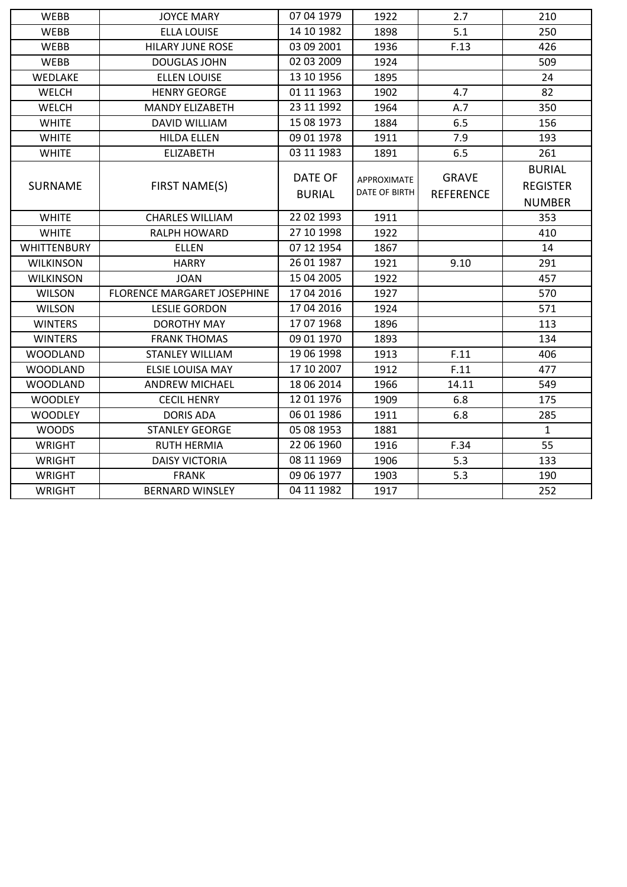| | | | | | |
|---|---|---|---|---|---|
| WEBB | JOYCE MARY | 07 04 1979 | 1922 | 2.7 | 210 |
| WEBB | ELLA LOUISE | 14 10 1982 | 1898 | 5.1 | 250 |
| WEBB | HILARY JUNE ROSE | 03 09 2001 | 1936 | F.13 | 426 |
| WEBB | DOUGLAS JOHN | 02 03 2009 | 1924 | | 509 |
| WEDLAKE | ELLEN LOUISE | 13 10 1956 | 1895 | | 24 |
| WELCH | HENRY GEORGE | 01 11 1963 | 1902 | 4.7 | 82 |
| WELCH | MANDY ELIZABETH | 23 11 1992 | 1964 | A.7 | 350 |
| WHITE | DAVID WILLIAM | 15 08 1973 | 1884 | 6.5 | 156 |
| WHITE | HILDA ELLEN | 09 01 1978 | 1911 | 7.9 | 193 |
| WHITE | ELIZABETH | 03 11 1983 | 1891 | 6.5 | 261 |
| SURNAME | FIRST NAME(S) | DATE OF BURIAL | APPROXIMATE DATE OF BIRTH | GRAVE REFERENCE | BURIAL REGISTER NUMBER |
| WHITE | CHARLES WILLIAM | 22 02 1993 | 1911 | | 353 |
| WHITE | RALPH HOWARD | 27 10 1998 | 1922 | | 410 |
| WHITTENBURY | ELLEN | 07 12 1954 | 1867 | | 14 |
| WILKINSON | HARRY | 26 01 1987 | 1921 | 9.10 | 291 |
| WILKINSON | JOAN | 15 04 2005 | 1922 | | 457 |
| WILSON | FLORENCE MARGARET JOSEPHINE | 17 04 2016 | 1927 | | 570 |
| WILSON | LESLIE GORDON | 17 04 2016 | 1924 | | 571 |
| WINTERS | DOROTHY MAY | 17 07 1968 | 1896 | | 113 |
| WINTERS | FRANK THOMAS | 09 01 1970 | 1893 | | 134 |
| WOODLAND | STANLEY WILLIAM | 19 06 1998 | 1913 | F.11 | 406 |
| WOODLAND | ELSIE LOUISA MAY | 17 10 2007 | 1912 | F.11 | 477 |
| WOODLAND | ANDREW MICHAEL | 18 06 2014 | 1966 | 14.11 | 549 |
| WOODLEY | CECIL HENRY | 12 01 1976 | 1909 | 6.8 | 175 |
| WOODLEY | DORIS ADA | 06 01 1986 | 1911 | 6.8 | 285 |
| WOODS | STANLEY GEORGE | 05 08 1953 | 1881 | | 1 |
| WRIGHT | RUTH HERMIA | 22 06 1960 | 1916 | F.34 | 55 |
| WRIGHT | DAISY VICTORIA | 08 11 1969 | 1906 | 5.3 | 133 |
| WRIGHT | FRANK | 09 06 1977 | 1903 | 5.3 | 190 |
| WRIGHT | BERNARD WINSLEY | 04 11 1982 | 1917 | | 252 |